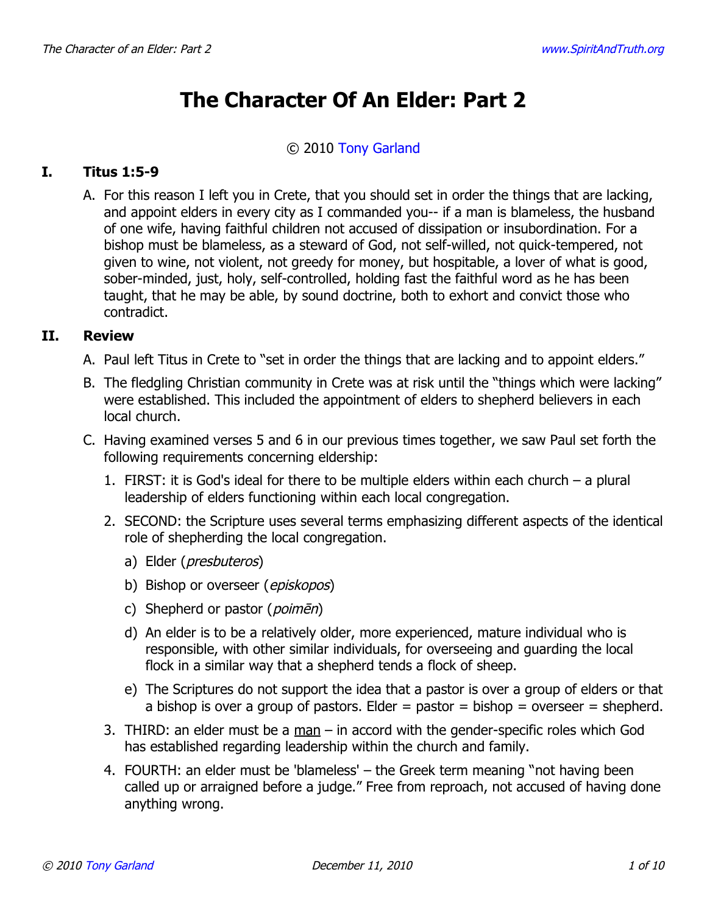# The Character Of An Elder: Part 2

© 2010 Tony Garland

## I. Titus 1:5-9

A. For this reason I left you in Crete, that you should set in order the things that are lacking, and appoint elders in every city as I commanded you-- if a man is blameless, the husband of one wife, having faithful children not accused of dissipation or insubordination. For a bishop must be blameless, as a steward of God, not self-willed, not quick-tempered, not given to wine, not violent, not greedy for money, but hospitable, a lover of what is good, sober-minded, just, holy, self-controlled, holding fast the faithful word as he has been taught, that he may be able, by sound doctrine, both to exhort and convict those who contradict.

## II. Review

A. Paul left Titus in Crete to "set in order the things that are lacking and to appoint elders."

B. The fledgling Christian community in Crete was at risk until the "things which were lacking" were established. This included the appointment of elders to shepherd believers in each local church.

C. Having examined verses 5 and 6 in our previous times together, we saw Paul set forth the following requirements concerning eldership:

1. FIRST: it is God's ideal for there to be multiple elders within each church – a plural leadership of elders functioning within each local congregation.
2. SECOND: the Scripture uses several terms emphasizing different aspects of the identical role of shepherding the local congregation.
   a) Elder (*presbuteros*)
   b) Bishop or overseer (*episkopos*)
   c) Shepherd or pastor (*poimēn*)
   d) An elder is to be a relatively older, more experienced, mature individual who is responsible, with other similar individuals, for overseeing and guarding the local flock in a similar way that a shepherd tends a flock of sheep.
   e) The Scriptures do not support the idea that a pastor is over a group of elders or that a bishop is over a group of pastors. Elder = pastor = bishop = overseer = shepherd.
3. THIRD: an elder must be a <u>man</u> – in accord with the gender-specific roles which God has established regarding leadership within the church and family.
4. FOURTH: an elder must be 'blameless' – the Greek term meaning "not having been called up or arraigned before a judge." Free from reproach, not accused of having done anything wrong.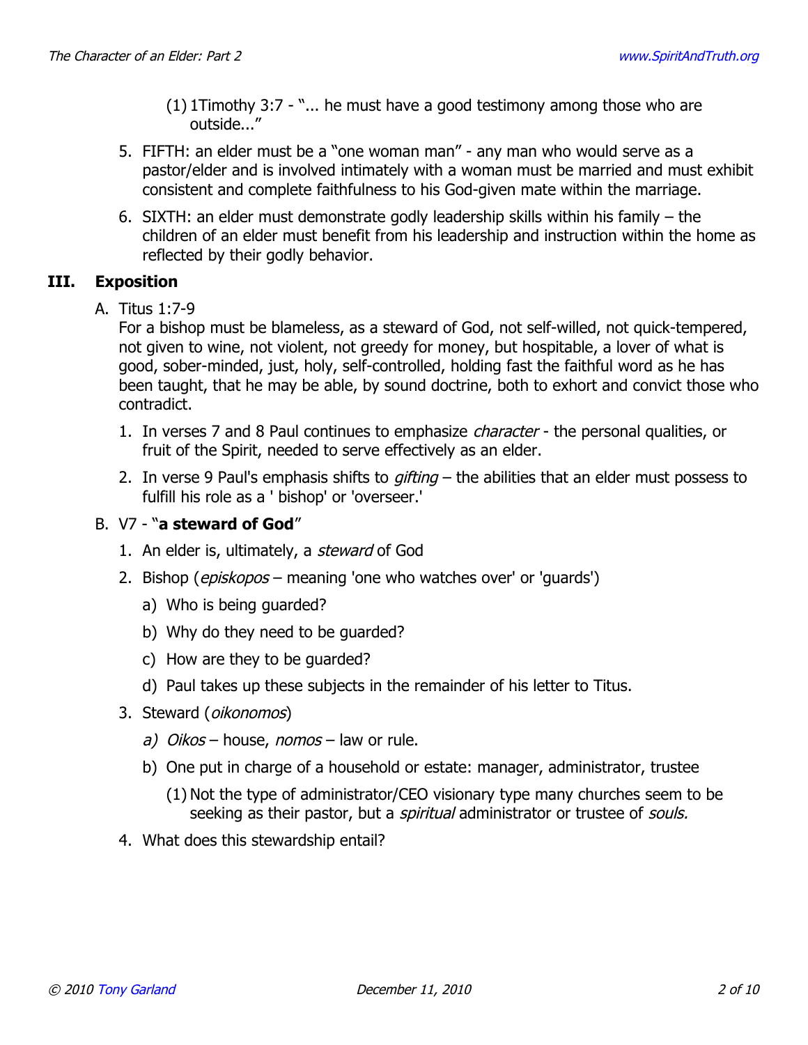(1) 1Timothy 3:7 - "... he must have a good testimony among those who are outside..."

5. FIFTH: an elder must be a "one woman man" - any man who would serve as a pastor/elder and is involved intimately with a woman must be married and must exhibit consistent and complete faithfulness to his God-given mate within the marriage.
6. SIXTH: an elder must demonstrate godly leadership skills within his family – the children of an elder must benefit from his leadership and instruction within the home as reflected by their godly behavior.

## III. Exposition

A. Titus 1:7-9

For a bishop must be blameless, as a steward of God, not self-willed, not quick-tempered, not given to wine, not violent, not greedy for money, but hospitable, a lover of what is good, sober-minded, just, holy, self-controlled, holding fast the faithful word as he has been taught, that he may be able, by sound doctrine, both to exhort and convict those who contradict.

1. In verses 7 and 8 Paul continues to emphasize *character* - the personal qualities, or fruit of the Spirit, needed to serve effectively as an elder.
2. In verse 9 Paul's emphasis shifts to *gifting* – the abilities that an elder must possess to fulfill his role as a ' bishop' or 'overseer.'

B. V7 - "**a steward of God**"

1. An elder is, ultimately, a *steward* of God
2. Bishop (*episkopos* – meaning 'one who watches over' or 'guards')
   a) Who is being guarded?
   b) Why do they need to be guarded?
   c) How are they to be guarded?
   d) Paul takes up these subjects in the remainder of his letter to Titus.
3. Steward (*oikonomos*)
   *a) Oikos* – house, *nomos* – law or rule.
   b) One put in charge of a household or estate: manager, administrator, trustee
      (1) Not the type of administrator/CEO visionary type many churches seem to be seeking as their pastor, but a *spiritual* administrator or trustee of *souls.*
4. What does this stewardship entail?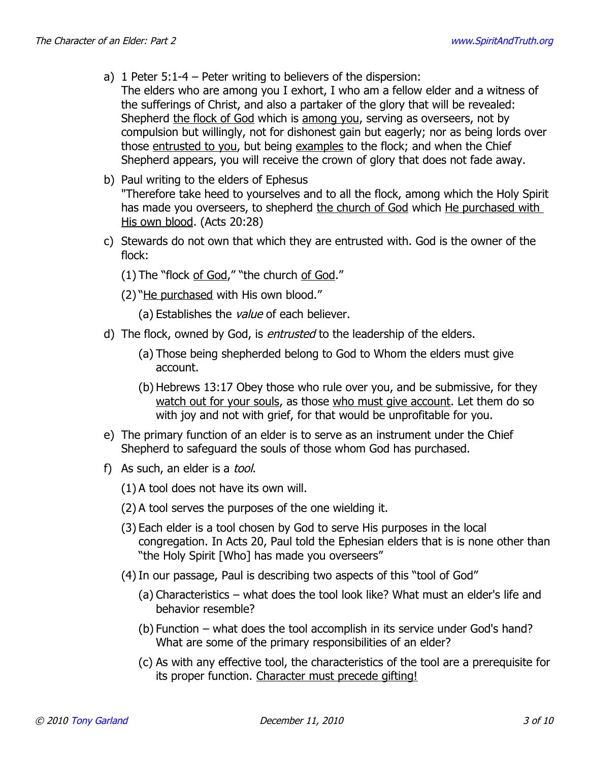a) 1 Peter 5:1-4 – Peter writing to believers of the dispersion:
   The elders who are among you I exhort, I who am a fellow elder and a witness of the sufferings of Christ, and also a partaker of the glory that will be revealed: Shepherd <u>the flock of God</u> which is <u>among you</u>, serving as overseers, not by compulsion but willingly, not for dishonest gain but eagerly; nor as being lords over those <u>entrusted to you</u>, but being <u>examples</u> to the flock; and when the Chief Shepherd appears, you will receive the crown of glory that does not fade away.

b) Paul writing to the elders of Ephesus
   "Therefore take heed to yourselves and to all the flock, among which the Holy Spirit has made you overseers, to shepherd <u>the church of God</u> which <u>He purchased with His own blood</u>. (Acts 20:28)

c) Stewards do not own that which they are entrusted with. God is the owner of the flock:

   (1) The "flock <u>of God</u>," "the church <u>of God</u>."

   (2) "<u>He purchased</u> with His own blood."

      (a) Establishes the *value* of each believer.

d) The flock, owned by God, is *entrusted* to the leadership of the elders.

   (a) Those being shepherded belong to God to Whom the elders must give account.

   (b) Hebrews 13:17 Obey those who rule over you, and be submissive, for they <u>watch out for your souls</u>, as those <u>who must give account</u>. Let them do so with joy and not with grief, for that would be unprofitable for you.

e) The primary function of an elder is to serve as an instrument under the Chief Shepherd to safeguard the souls of those whom God has purchased.

f) As such, an elder is a *tool*.

   (1) A tool does not have its own will.

   (2) A tool serves the purposes of the one wielding it.

   (3) Each elder is a tool chosen by God to serve His purposes in the local congregation. In Acts 20, Paul told the Ephesian elders that is is none other than "the Holy Spirit [Who] has made you overseers"

   (4) In our passage, Paul is describing two aspects of this "tool of God"

      (a) Characteristics – what does the tool look like? What must an elder's life and behavior resemble?

      (b) Function – what does the tool accomplish in its service under God's hand? What are some of the primary responsibilities of an elder?

      (c) As with any effective tool, the characteristics of the tool are a prerequisite for its proper function. <u>Character must precede gifting!</u>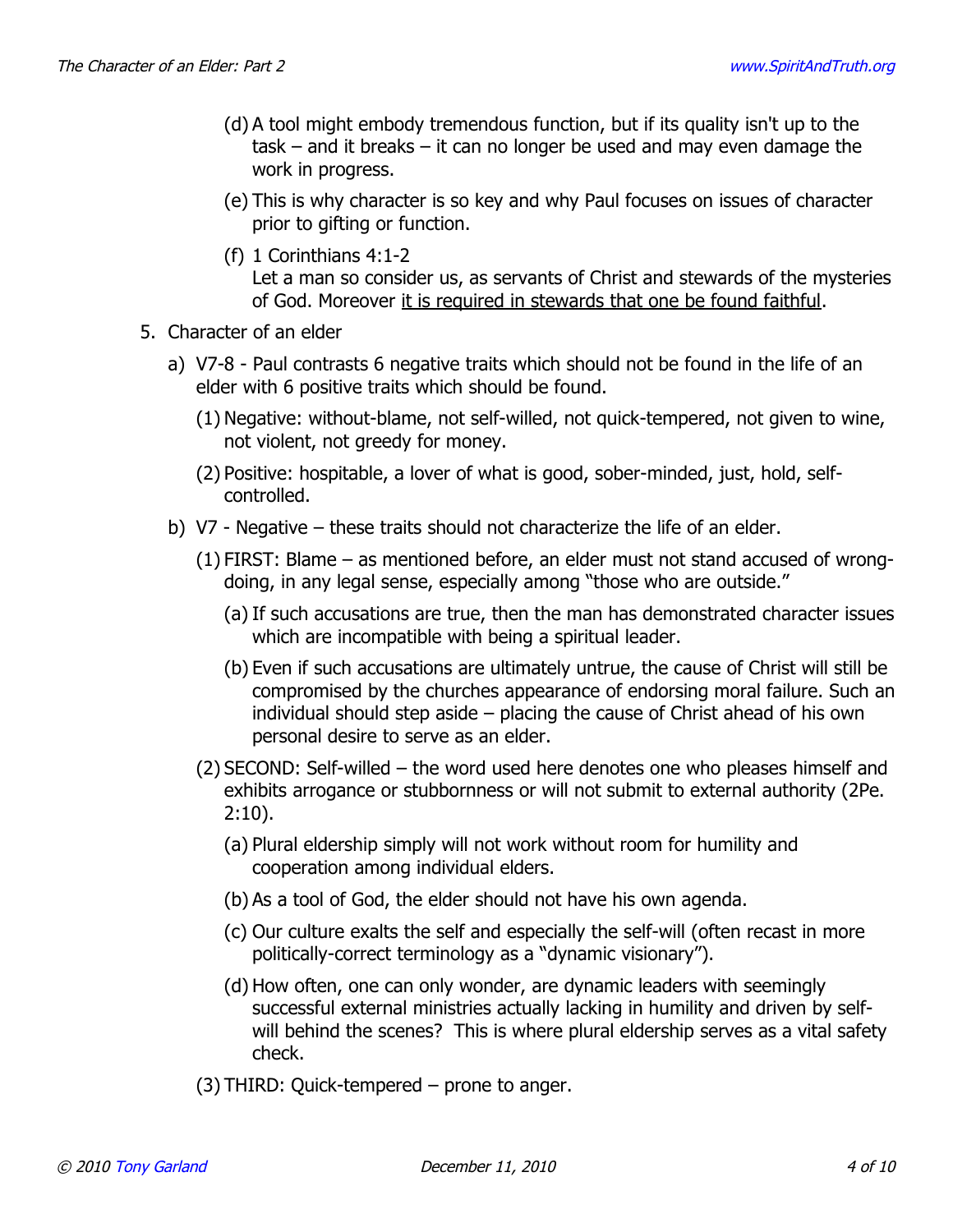(d) A tool might embody tremendous function, but if its quality isn't up to the task – and it breaks – it can no longer be used and may even damage the work in progress.

(e) This is why character is so key and why Paul focuses on issues of character prior to gifting or function.

(f) 1 Corinthians 4:1-2
Let a man so consider us, as servants of Christ and stewards of the mysteries of God. Moreover <u>it is required in stewards that one be found faithful</u>.

5. Character of an elder

a) V7-8 - Paul contrasts 6 negative traits which should not be found in the life of an elder with 6 positive traits which should be found.

(1) Negative: without-blame, not self-willed, not quick-tempered, not given to wine, not violent, not greedy for money.

(2) Positive: hospitable, a lover of what is good, sober-minded, just, hold, self-controlled.

b) V7 - Negative – these traits should not characterize the life of an elder.

(1) FIRST: Blame – as mentioned before, an elder must not stand accused of wrong-doing, in any legal sense, especially among "those who are outside."

(a) If such accusations are true, then the man has demonstrated character issues which are incompatible with being a spiritual leader.

(b) Even if such accusations are ultimately untrue, the cause of Christ will still be compromised by the churches appearance of endorsing moral failure. Such an individual should step aside – placing the cause of Christ ahead of his own personal desire to serve as an elder.

(2) SECOND: Self-willed – the word used here denotes one who pleases himself and exhibits arrogance or stubbornness or will not submit to external authority (2Pe. 2:10).

(a) Plural eldership simply will not work without room for humility and cooperation among individual elders.

(b) As a tool of God, the elder should not have his own agenda.

(c) Our culture exalts the self and especially the self-will (often recast in more politically-correct terminology as a "dynamic visionary").

(d) How often, one can only wonder, are dynamic leaders with seemingly successful external ministries actually lacking in humility and driven by self-will behind the scenes? This is where plural eldership serves as a vital safety check.

(3) THIRD: Quick-tempered – prone to anger.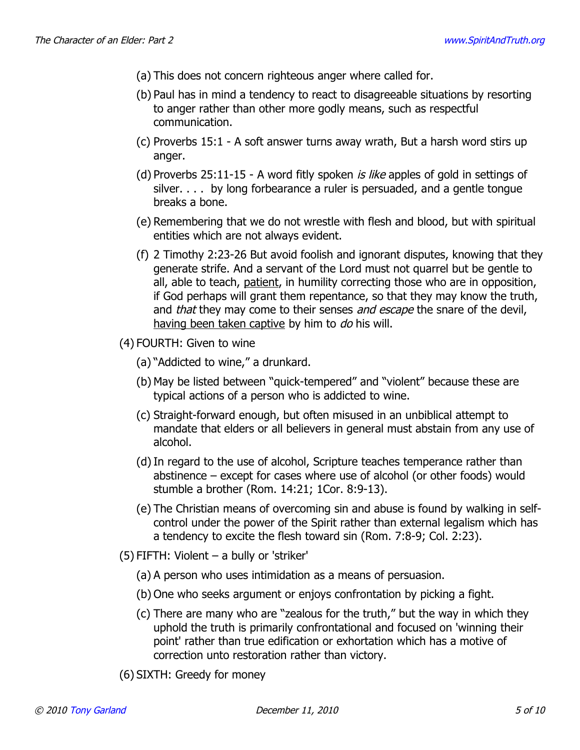(a) This does not concern righteous anger where called for.

(b) Paul has in mind a tendency to react to disagreeable situations by resorting to anger rather than other more godly means, such as respectful communication.

(c) Proverbs 15:1 - A soft answer turns away wrath, But a harsh word stirs up anger.

(d) Proverbs 25:11-15 - A word fitly spoken *is like* apples of gold in settings of silver. . . . by long forbearance a ruler is persuaded, and a gentle tongue breaks a bone.

(e) Remembering that we do not wrestle with flesh and blood, but with spiritual entities which are not always evident.

(f) 2 Timothy 2:23-26 But avoid foolish and ignorant disputes, knowing that they generate strife. And a servant of the Lord must not quarrel but be gentle to all, able to teach, <u>patient</u>, in humility correcting those who are in opposition, if God perhaps will grant them repentance, so that they may know the truth, and *that* they may come to their senses *and escape* the snare of the devil, <u>having been taken captive</u> by him to *do* his will.

(4) FOURTH: Given to wine

(a) "Addicted to wine," a drunkard.

(b) May be listed between "quick-tempered" and "violent" because these are typical actions of a person who is addicted to wine.

(c) Straight-forward enough, but often misused in an unbiblical attempt to mandate that elders or all believers in general must abstain from any use of alcohol.

(d) In regard to the use of alcohol, Scripture teaches temperance rather than abstinence – except for cases where use of alcohol (or other foods) would stumble a brother (Rom. 14:21; 1Cor. 8:9-13).

(e) The Christian means of overcoming sin and abuse is found by walking in self-control under the power of the Spirit rather than external legalism which has a tendency to excite the flesh toward sin (Rom. 7:8-9; Col. 2:23).

(5) FIFTH: Violent – a bully or 'striker'

(a) A person who uses intimidation as a means of persuasion.

(b) One who seeks argument or enjoys confrontation by picking a fight.

(c) There are many who are "zealous for the truth," but the way in which they uphold the truth is primarily confrontational and focused on 'winning their point' rather than true edification or exhortation which has a motive of correction unto restoration rather than victory.

(6) SIXTH: Greedy for money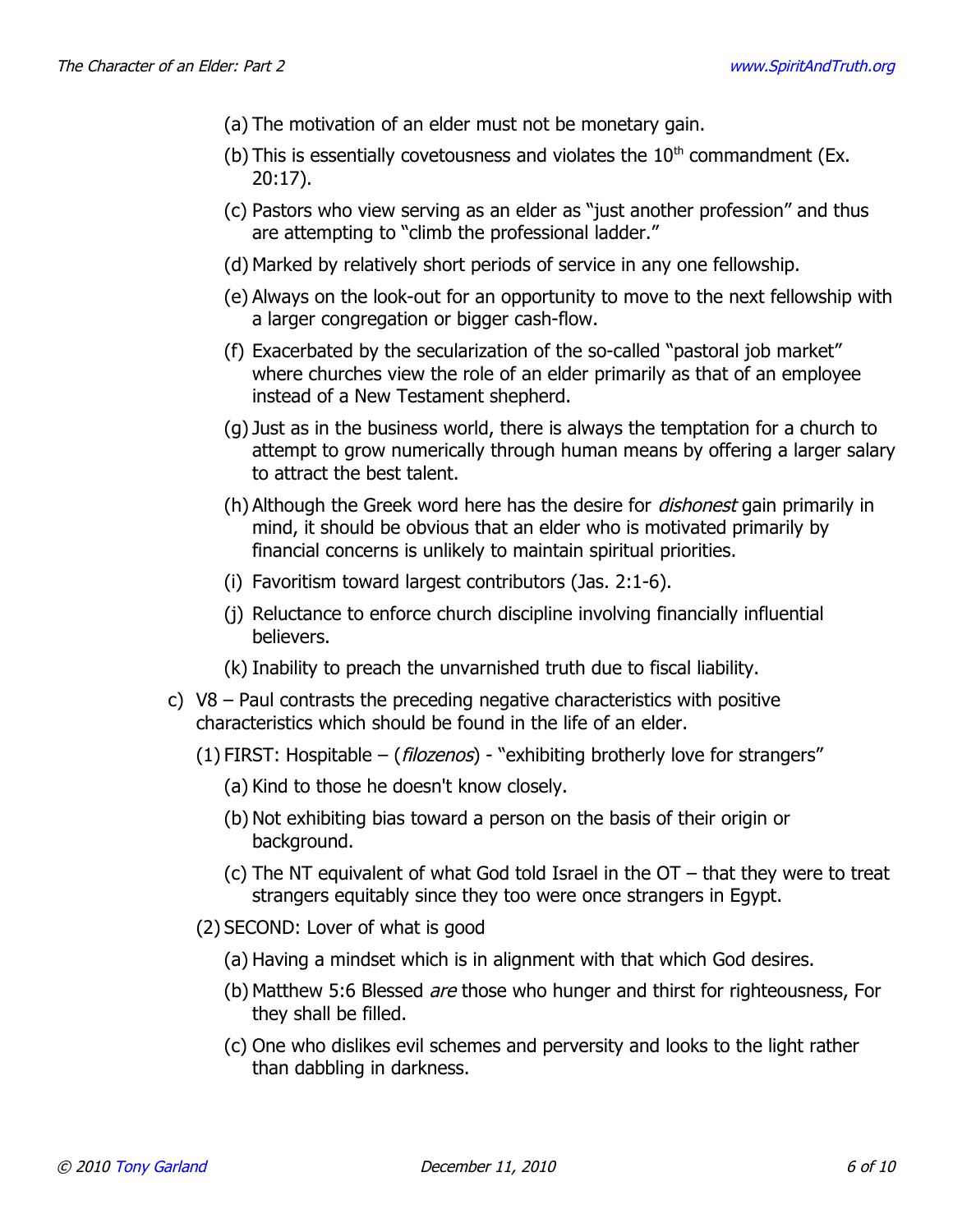(a) The motivation of an elder must not be monetary gain.

(b) This is essentially covetousness and violates the 10th commandment (Ex. 20:17).

(c) Pastors who view serving as an elder as "just another profession" and thus are attempting to "climb the professional ladder."

(d) Marked by relatively short periods of service in any one fellowship.

(e) Always on the look-out for an opportunity to move to the next fellowship with a larger congregation or bigger cash-flow.

(f) Exacerbated by the secularization of the so-called "pastoral job market" where churches view the role of an elder primarily as that of an employee instead of a New Testament shepherd.

(g) Just as in the business world, there is always the temptation for a church to attempt to grow numerically through human means by offering a larger salary to attract the best talent.

(h) Although the Greek word here has the desire for *dishonest* gain primarily in mind, it should be obvious that an elder who is motivated primarily by financial concerns is unlikely to maintain spiritual priorities.

(i) Favoritism toward largest contributors (Jas. 2:1-6).

(j) Reluctance to enforce church discipline involving financially influential believers.

(k) Inability to preach the unvarnished truth due to fiscal liability.

c) V8 – Paul contrasts the preceding negative characteristics with positive characteristics which should be found in the life of an elder.

(1) FIRST: Hospitable – (*filozenos*) - "exhibiting brotherly love for strangers"

(a) Kind to those he doesn't know closely.

(b) Not exhibiting bias toward a person on the basis of their origin or background.

(c) The NT equivalent of what God told Israel in the OT – that they were to treat strangers equitably since they too were once strangers in Egypt.

(2) SECOND: Lover of what is good

(a) Having a mindset which is in alignment with that which God desires.

(b) Matthew 5:6 Blessed *are* those who hunger and thirst for righteousness, For they shall be filled.

(c) One who dislikes evil schemes and perversity and looks to the light rather than dabbling in darkness.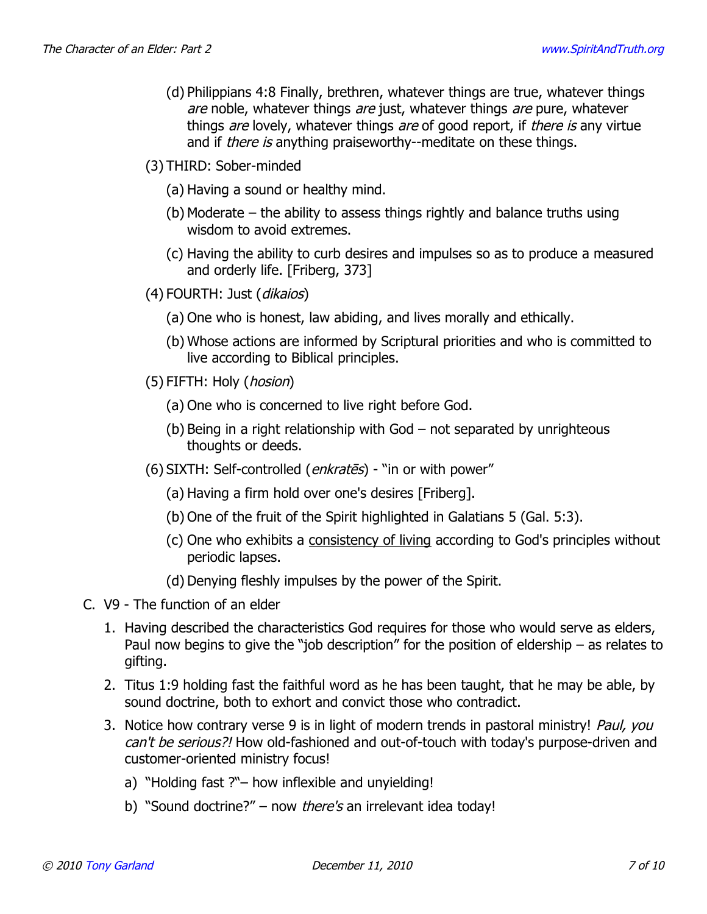(d) Philippians 4:8 Finally, brethren, whatever things are true, whatever things *are* noble, whatever things *are* just, whatever things *are* pure, whatever things *are* lovely, whatever things *are* of good report, if *there is* any virtue and if *there is* anything praiseworthy--meditate on these things.

  (3) THIRD: Sober-minded

   (a) Having a sound or healthy mind.

   (b) Moderate – the ability to assess things rightly and balance truths using wisdom to avoid extremes.

   (c) Having the ability to curb desires and impulses so as to produce a measured and orderly life. [Friberg, 373]

  (4) FOURTH: Just (*dikaios*)

   (a) One who is honest, law abiding, and lives morally and ethically.

   (b) Whose actions are informed by Scriptural priorities and who is committed to live according to Biblical principles.

  (5) FIFTH: Holy (*hosion*)

   (a) One who is concerned to live right before God.

   (b) Being in a right relationship with God – not separated by unrighteous thoughts or deeds.

  (6) SIXTH: Self-controlled (*enkratēs*) - "in or with power"

   (a) Having a firm hold over one's desires [Friberg].

   (b) One of the fruit of the Spirit highlighted in Galatians 5 (Gal. 5:3).

   (c) One who exhibits a <u>consistency of living</u> according to God's principles without periodic lapses.

   (d) Denying fleshly impulses by the power of the Spirit.

C. V9 - The function of an elder

1. Having described the characteristics God requires for those who would serve as elders, Paul now begins to give the "job description" for the position of eldership – as relates to gifting.

2. Titus 1:9 holding fast the faithful word as he has been taught, that he may be able, by sound doctrine, both to exhort and convict those who contradict.

3. Notice how contrary verse 9 is in light of modern trends in pastoral ministry! *Paul, you can't be serious?!* How old-fashioned and out-of-touch with today's purpose-driven and customer-oriented ministry focus!

   a) "Holding fast ?"– how inflexible and unyielding!

   b) "Sound doctrine?" – now *there's* an irrelevant idea today!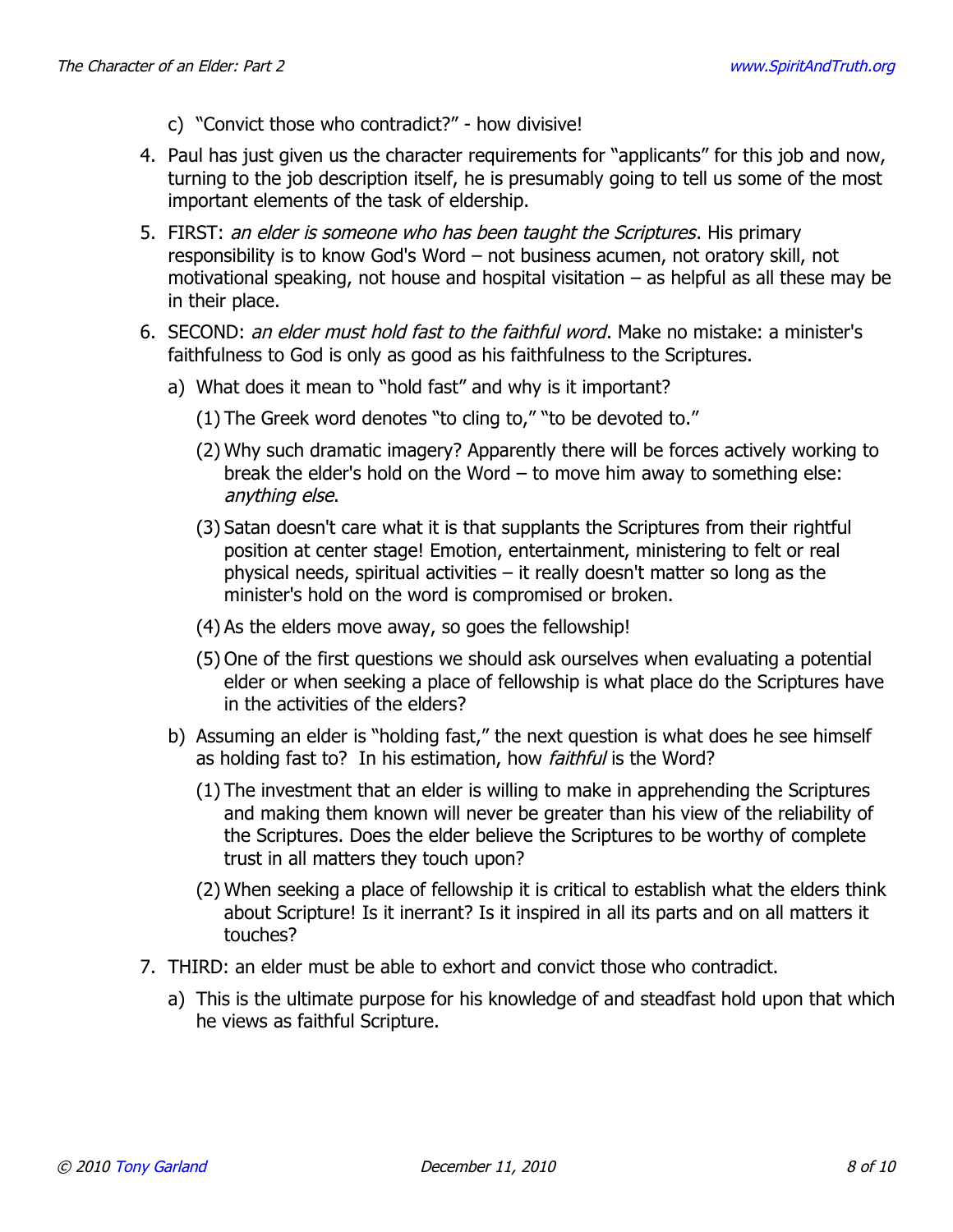c) "Convict those who contradict?" - how divisive!

4. Paul has just given us the character requirements for "applicants" for this job and now, turning to the job description itself, he is presumably going to tell us some of the most important elements of the task of eldership.
5. FIRST: *an elder is someone who has been taught the Scriptures*. His primary responsibility is to know God's Word – not business acumen, not oratory skill, not motivational speaking, not house and hospital visitation – as helpful as all these may be in their place.
6. SECOND: *an elder must hold fast to the faithful word*. Make no mistake: a minister's faithfulness to God is only as good as his faithfulness to the Scriptures.
   a) What does it mean to "hold fast" and why is it important?
      (1) The Greek word denotes "to cling to," "to be devoted to."
      (2) Why such dramatic imagery? Apparently there will be forces actively working to break the elder's hold on the Word – to move him away to something else: *anything else*.
      (3) Satan doesn't care what it is that supplants the Scriptures from their rightful position at center stage! Emotion, entertainment, ministering to felt or real physical needs, spiritual activities – it really doesn't matter so long as the minister's hold on the word is compromised or broken.
      (4) As the elders move away, so goes the fellowship!
      (5) One of the first questions we should ask ourselves when evaluating a potential elder or when seeking a place of fellowship is what place do the Scriptures have in the activities of the elders?
   b) Assuming an elder is "holding fast," the next question is what does he see himself as holding fast to? In his estimation, how *faithful* is the Word?
      (1) The investment that an elder is willing to make in apprehending the Scriptures and making them known will never be greater than his view of the reliability of the Scriptures. Does the elder believe the Scriptures to be worthy of complete trust in all matters they touch upon?
      (2) When seeking a place of fellowship it is critical to establish what the elders think about Scripture! Is it inerrant? Is it inspired in all its parts and on all matters it touches?
7. THIRD: an elder must be able to exhort and convict those who contradict.
   a) This is the ultimate purpose for his knowledge of and steadfast hold upon that which he views as faithful Scripture.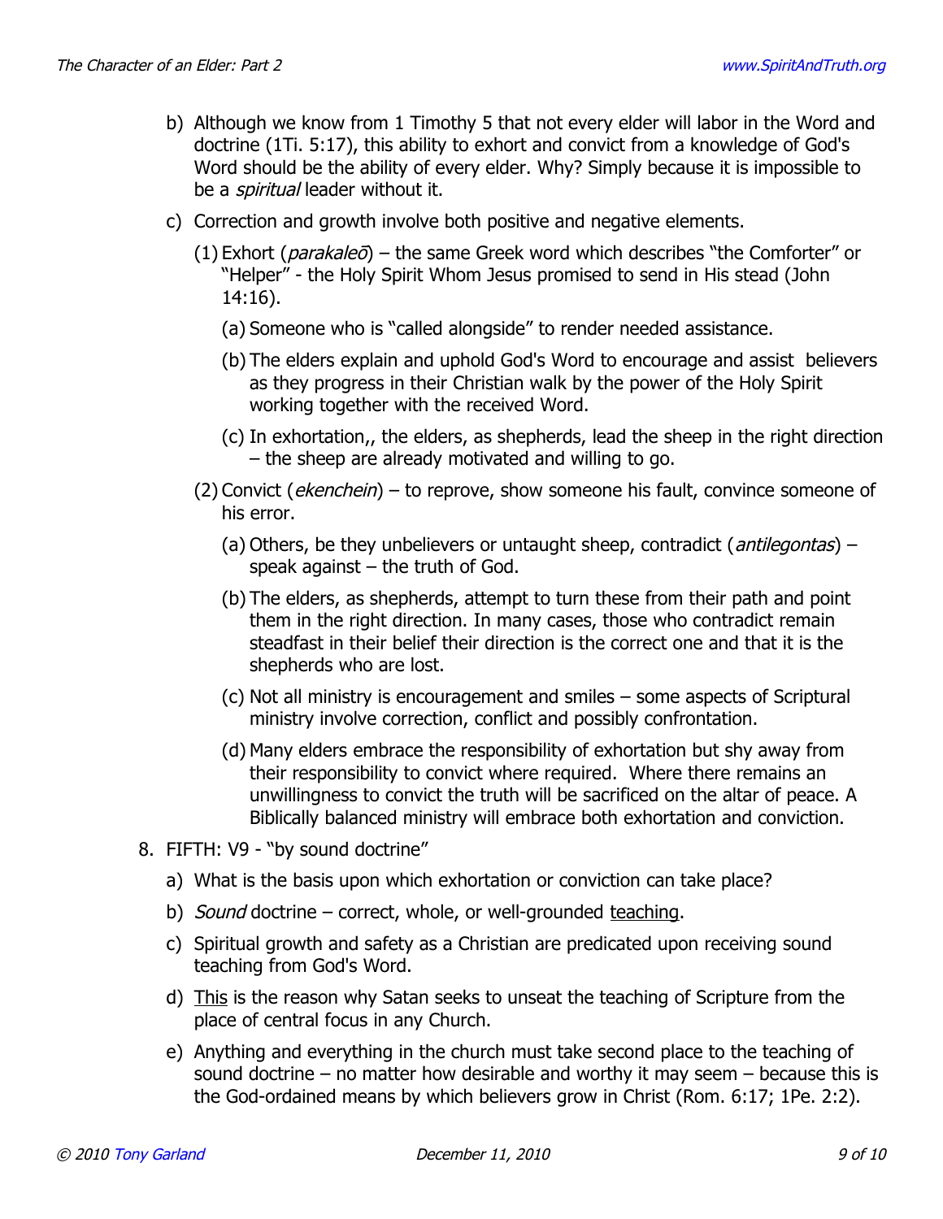b) Although we know from 1 Timothy 5 that not every elder will labor in the Word and doctrine (1Ti. 5:17), this ability to exhort and convict from a knowledge of God's Word should be the ability of every elder. Why? Simply because it is impossible to be a *spiritual* leader without it.

c) Correction and growth involve both positive and negative elements.

   (1) Exhort (*parakaleō*) – the same Greek word which describes "the Comforter" or "Helper" - the Holy Spirit Whom Jesus promised to send in His stead (John 14:16).

      (a) Someone who is "called alongside" to render needed assistance.

      (b) The elders explain and uphold God's Word to encourage and assist believers as they progress in their Christian walk by the power of the Holy Spirit working together with the received Word.

      (c) In exhortation,, the elders, as shepherds, lead the sheep in the right direction – the sheep are already motivated and willing to go.

   (2) Convict (*ekenchein*) – to reprove, show someone his fault, convince someone of his error.

      (a) Others, be they unbelievers or untaught sheep, contradict (*antilegontas*) – speak against – the truth of God.

      (b) The elders, as shepherds, attempt to turn these from their path and point them in the right direction. In many cases, those who contradict remain steadfast in their belief their direction is the correct one and that it is the shepherds who are lost.

      (c) Not all ministry is encouragement and smiles – some aspects of Scriptural ministry involve correction, conflict and possibly confrontation.

      (d) Many elders embrace the responsibility of exhortation but shy away from their responsibility to convict where required. Where there remains an unwillingness to convict the truth will be sacrificed on the altar of peace. A Biblically balanced ministry will embrace both exhortation and conviction.

8. FIFTH: V9 - "by sound doctrine"

   a) What is the basis upon which exhortation or conviction can take place?

   b) *Sound* doctrine – correct, whole, or well-grounded teaching.

   c) Spiritual growth and safety as a Christian are predicated upon receiving sound teaching from God's Word.

   d) This is the reason why Satan seeks to unseat the teaching of Scripture from the place of central focus in any Church.

   e) Anything and everything in the church must take second place to the teaching of sound doctrine – no matter how desirable and worthy it may seem – because this is the God-ordained means by which believers grow in Christ (Rom. 6:17; 1Pe. 2:2).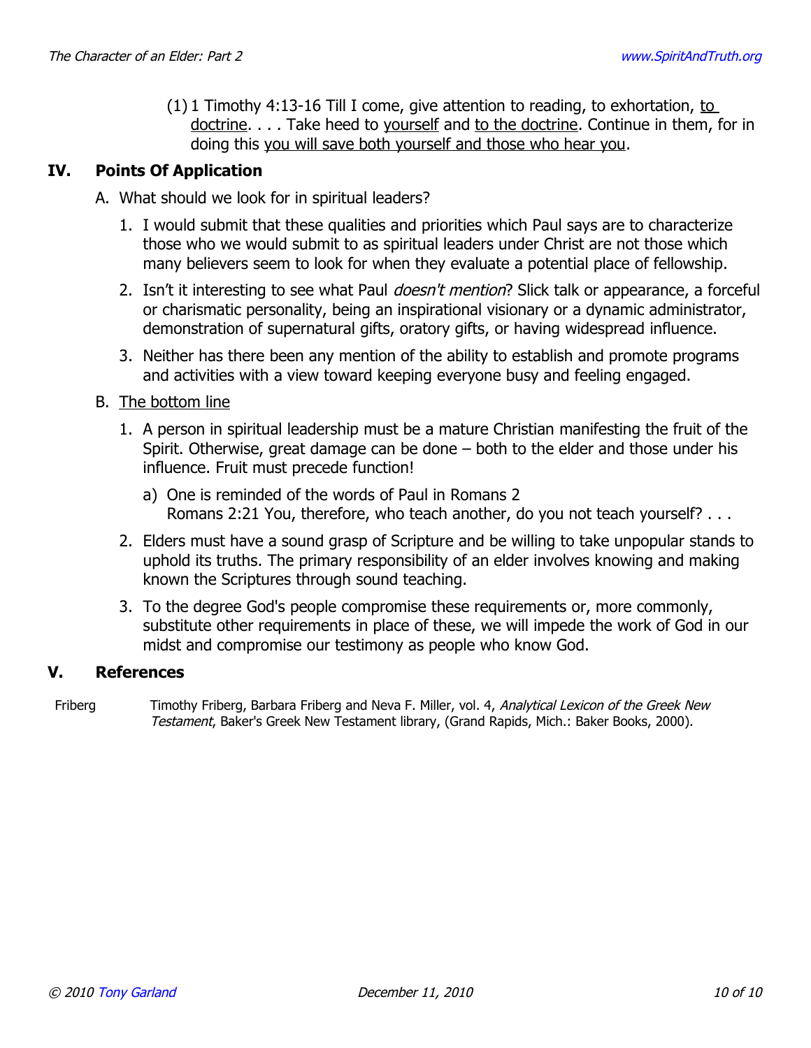(1) 1 Timothy 4:13-16 Till I come, give attention to reading, to exhortation, <u>to doctrine</u>. . . . Take heed to <u>yourself</u> and <u>to the doctrine</u>. Continue in them, for in doing this <u>you will save both yourself and those who hear you</u>.

## IV. Points Of Application

A. What should we look for in spiritual leaders?

1. I would submit that these qualities and priorities which Paul says are to characterize those who we would submit to as spiritual leaders under Christ are not those which many believers seem to look for when they evaluate a potential place of fellowship.
2. Isn't it interesting to see what Paul *doesn't mention*? Slick talk or appearance, a forceful or charismatic personality, being an inspirational visionary or a dynamic administrator, demonstration of supernatural gifts, oratory gifts, or having widespread influence.
3. Neither has there been any mention of the ability to establish and promote programs and activities with a view toward keeping everyone busy and feeling engaged.

B. <u>The bottom line</u>

1. A person in spiritual leadership must be a mature Christian manifesting the fruit of the Spirit. Otherwise, great damage can be done – both to the elder and those under his influence. Fruit must precede function!
   a) One is reminded of the words of Paul in Romans 2
      Romans 2:21 You, therefore, who teach another, do you not teach yourself? . . .
2. Elders must have a sound grasp of Scripture and be willing to take unpopular stands to uphold its truths. The primary responsibility of an elder involves knowing and making known the Scriptures through sound teaching.
3. To the degree God's people compromise these requirements or, more commonly, substitute other requirements in place of these, we will impede the work of God in our midst and compromise our testimony as people who know God.

## V. References

Friberg — Timothy Friberg, Barbara Friberg and Neva F. Miller, vol. 4, *Analytical Lexicon of the Greek New Testament*, Baker's Greek New Testament library, (Grand Rapids, Mich.: Baker Books, 2000).